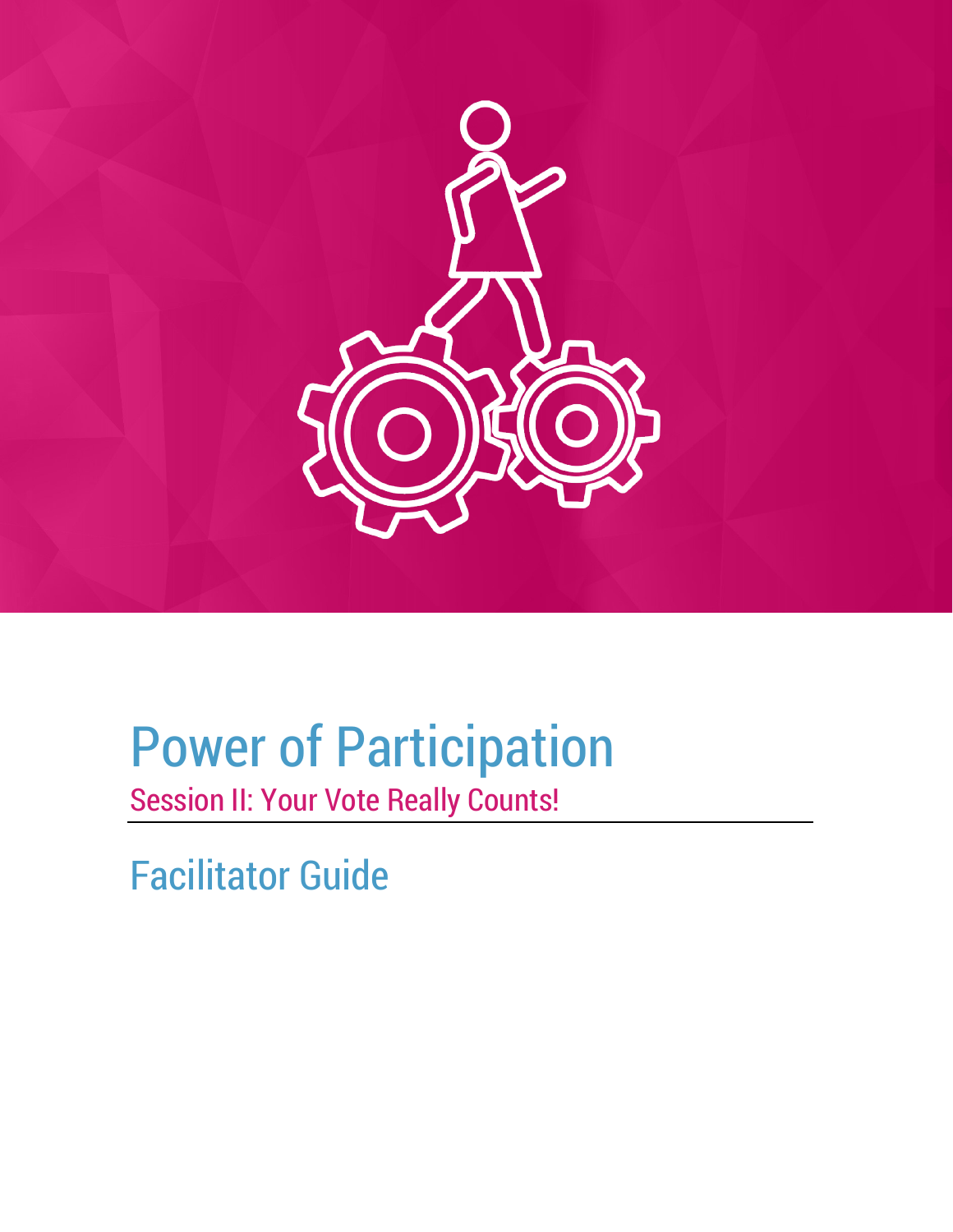# Power of Participation

## Session II: Your Vote Really Counts!

## Facilitator Guide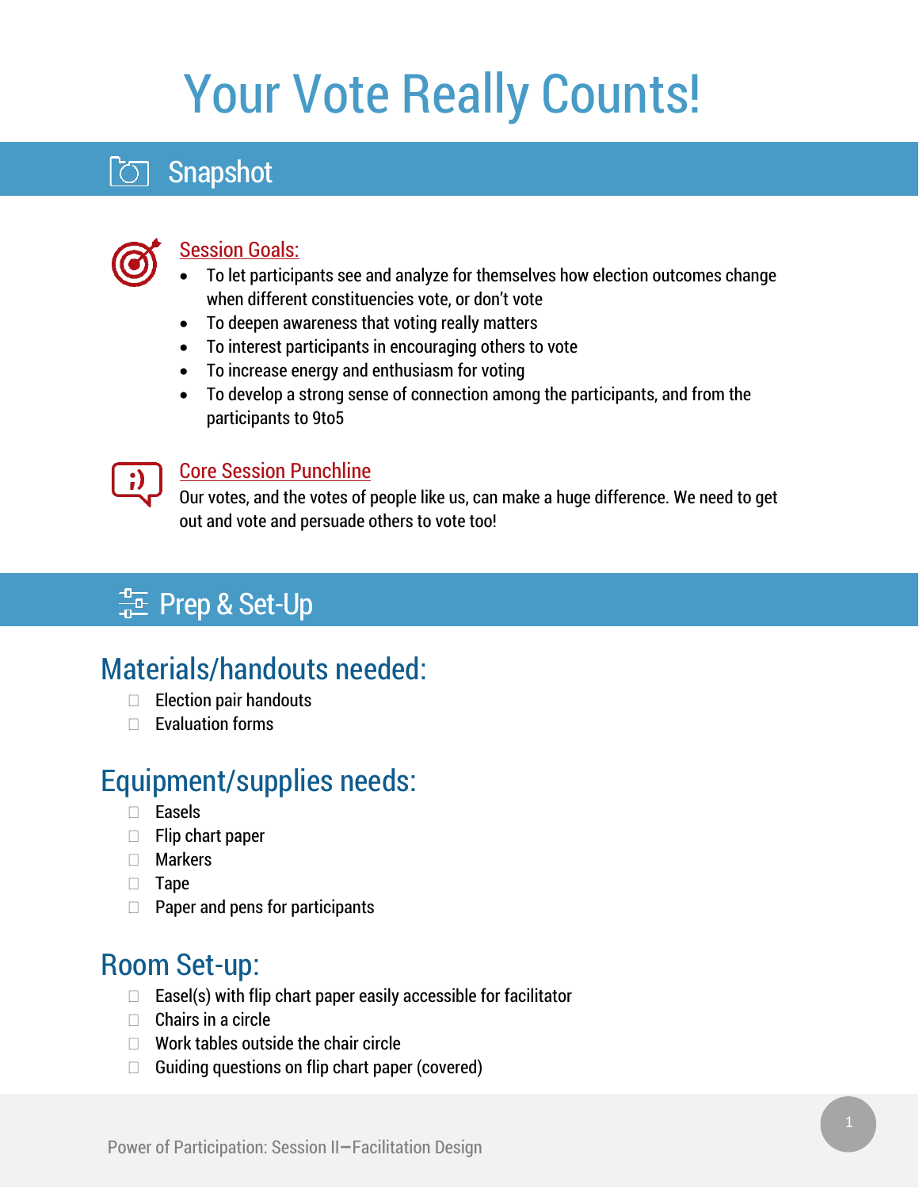# Your Vote Really Counts!

## Snapshot

**Session Goals:**

- To let participants see and analyze for themselves how election outcomes change when different constituencies vote, or don't vote
- To deepen awareness that voting really matters
- To interest participants in encouraging others to vote
- To increase energy and enthusiasm for voting
- To develop a strong sense of connection among the participants, and from the participants to 9to5

**Core Session Punchline**

Our votes, and the votes of people like us, can make a huge difference. We need to get out and vote and persuade others to vote too!

## Prep & Set-Up

### Materials/handouts needed:

- [ ] Election pair handouts
- [ ] Evaluation forms

### Equipment/supplies needs:

- [ ] Easels
- [ ] Flip chart paper
- [ ] Markers
- [ ] Tape
- [ ] Paper and pens for participants

### Room Set-up:

- [ ] Easel(s) with flip chart paper easily accessible for facilitator
- [ ] Chairs in a circle
- [ ] Work tables outside the chair circle
- [ ] Guiding questions on flip chart paper (covered)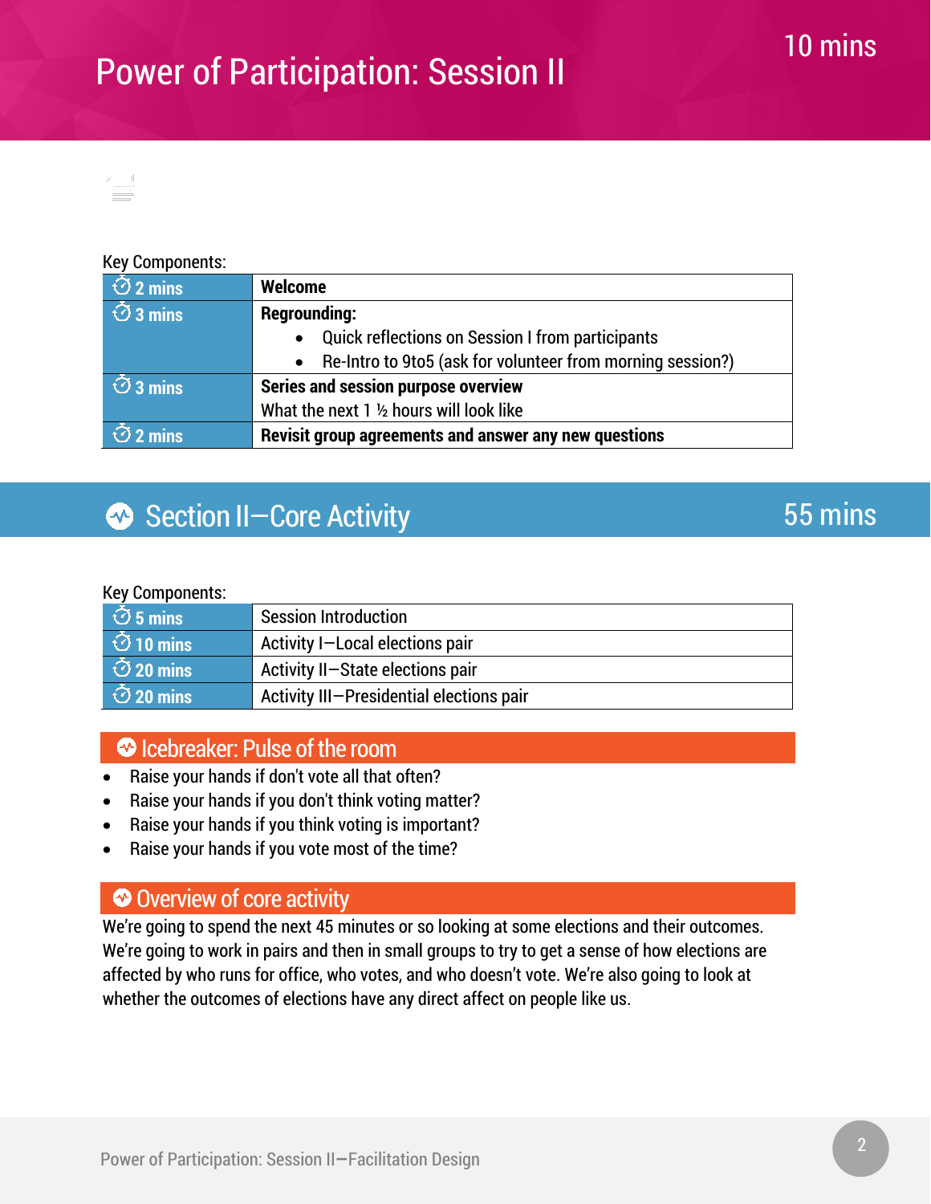# Power of Participation: Session II

10 mins

Key Components:

| | |
|---|---|
| 2 mins | **Welcome** |
| 3 mins | **Regrounding:**<br>• Quick reflections on Session I from participants<br>• Re-Intro to 9to5 (ask for volunteer from morning session?) |
| 3 mins | **Series and session purpose overview**<br>What the next 1 ½ hours will look like |
| 2 mins | **Revisit group agreements and answer any new questions** |

## Section II—Core Activity

55 mins

Key Components:

| | |
|---|---|
| 5 mins | Session Introduction |
| 10 mins | Activity I—Local elections pair |
| 20 mins | Activity II—State elections pair |
| 20 mins | Activity III—Presidential elections pair |

### Icebreaker: Pulse of the room

- Raise your hands if don't vote all that often?
- Raise your hands if you don't think voting matter?
- Raise your hands if you think voting is important?
- Raise your hands if you vote most of the time?

### Overview of core activity

We're going to spend the next 45 minutes or so looking at some elections and their outcomes. We're going to work in pairs and then in small groups to try to get a sense of how elections are affected by who runs for office, who votes, and who doesn't vote. We're also going to look at whether the outcomes of elections have any direct affect on people like us.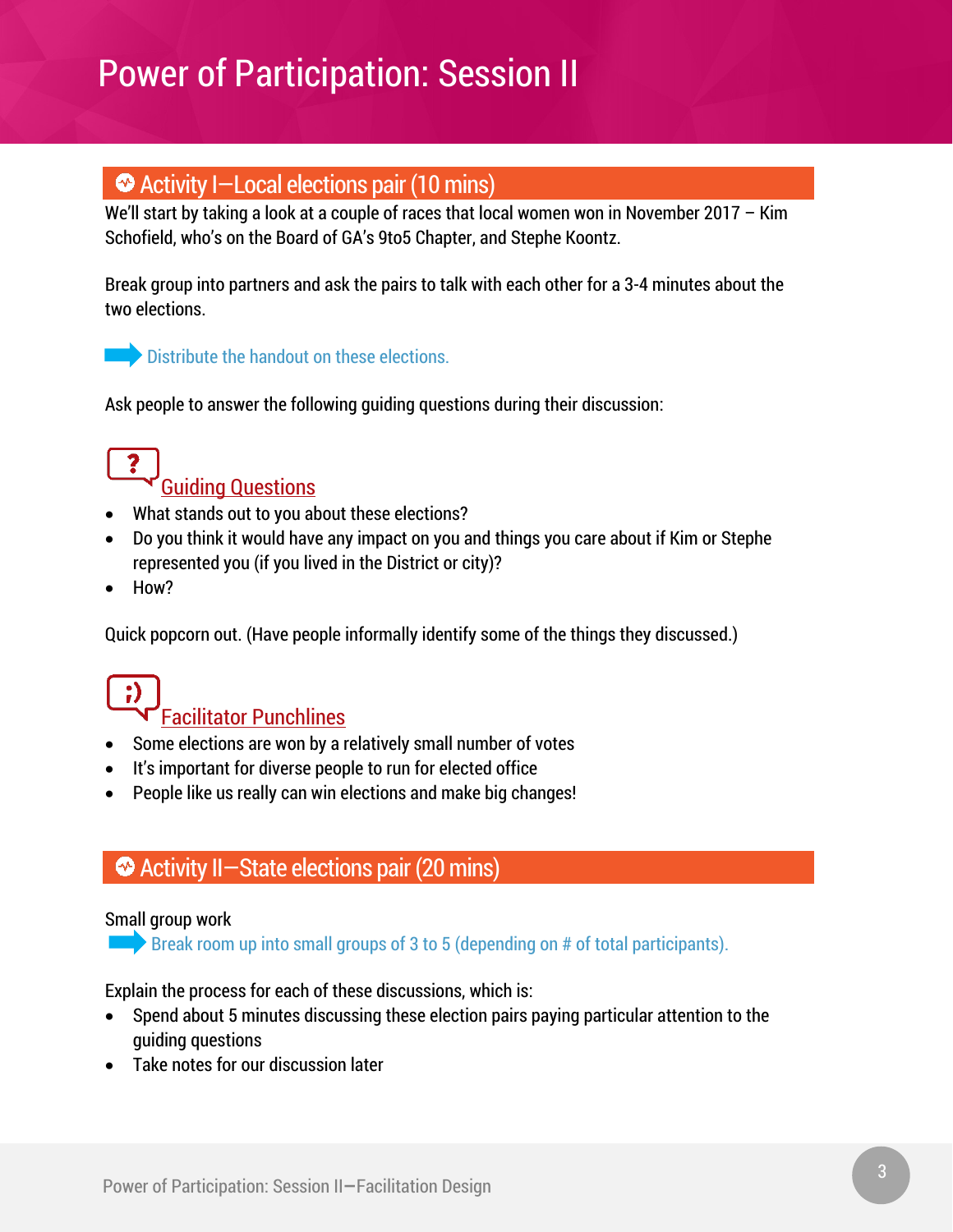# Power of Participation: Session II

## Activity I—Local elections pair (10 mins)

We'll start by taking a look at a couple of races that local women won in November 2017 – Kim Schofield, who's on the Board of GA's 9to5 Chapter, and Stephe Koontz.

Break group into partners and ask the pairs to talk with each other for a 3-4 minutes about the two elections.

Distribute the handout on these elections.

Ask people to answer the following guiding questions during their discussion:

### Guiding Questions

- What stands out to you about these elections?
- Do you think it would have any impact on you and things you care about if Kim or Stephe represented you (if you lived in the District or city)?
- How?

Quick popcorn out. (Have people informally identify some of the things they discussed.)

### Facilitator Punchlines

- Some elections are won by a relatively small number of votes
- It's important for diverse people to run for elected office
- People like us really can win elections and make big changes!

## Activity II—State elections pair (20 mins)

Small group work

Break room up into small groups of 3 to 5 (depending on # of total participants).

Explain the process for each of these discussions, which is:

- Spend about 5 minutes discussing these election pairs paying particular attention to the guiding questions
- Take notes for our discussion later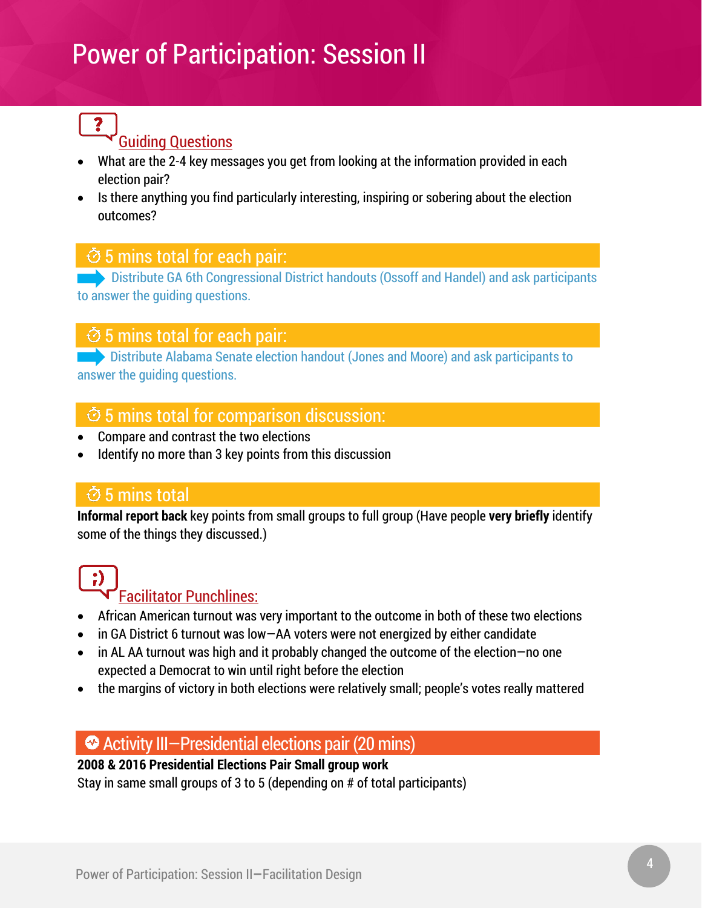# Power of Participation: Session II

### Guiding Questions

- What are the 2-4 key messages you get from looking at the information provided in each election pair?
- Is there anything you find particularly interesting, inspiring or sobering about the election outcomes?

### ⏱ 5 mins total for each pair:

➡ Distribute GA 6th Congressional District handouts (Ossoff and Handel) and ask participants to answer the guiding questions.

### ⏱ 5 mins total for each pair:

➡ Distribute Alabama Senate election handout (Jones and Moore) and ask participants to answer the guiding questions.

### ⏱ 5 mins total for comparison discussion:

- Compare and contrast the two elections
- Identify no more than 3 key points from this discussion

### ⏱ 5 mins total

**Informal report back** key points from small groups to full group (Have people **very briefly** identify some of the things they discussed.)

### Facilitator Punchlines:

- African American turnout was very important to the outcome in both of these two elections
- in GA District 6 turnout was low—AA voters were not energized by either candidate
- in AL AA turnout was high and it probably changed the outcome of the election—no one expected a Democrat to win until right before the election
- the margins of victory in both elections were relatively small; people's votes really mattered

## Activity III—Presidential elections pair (20 mins)

**2008 & 2016 Presidential Elections Pair Small group work**

Stay in same small groups of 3 to 5 (depending on # of total participants)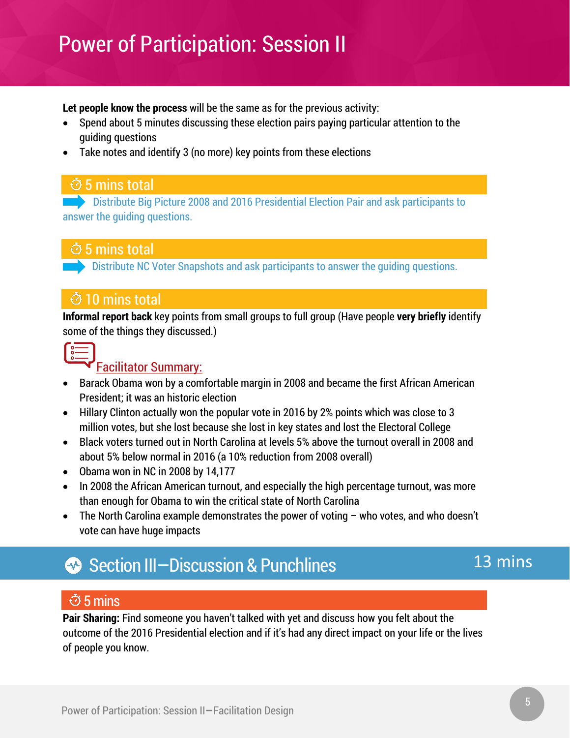# Power of Participation: Session II

**Let people know the process** will be the same as for the previous activity:

- Spend about 5 minutes discussing these election pairs paying particular attention to the guiding questions
- Take notes and identify 3 (no more) key points from these elections

### ⏱ 5 mins total

➡ Distribute Big Picture 2008 and 2016 Presidential Election Pair and ask participants to answer the guiding questions.

### ⏱ 5 mins total

➡ Distribute NC Voter Snapshots and ask participants to answer the guiding questions.

### ⏱ 10 mins total

**Informal report back** key points from small groups to full group (Have people **very briefly** identify some of the things they discussed.)

Facilitator Summary:

- Barack Obama won by a comfortable margin in 2008 and became the first African American President; it was an historic election
- Hillary Clinton actually won the popular vote in 2016 by 2% points which was close to 3 million votes, but she lost because she lost in key states and lost the Electoral College
- Black voters turned out in North Carolina at levels 5% above the turnout overall in 2008 and about 5% below normal in 2016 (a 10% reduction from 2008 overall)
- Obama won in NC in 2008 by 14,177
- In 2008 the African American turnout, and especially the high percentage turnout, was more than enough for Obama to win the critical state of North Carolina
- The North Carolina example demonstrates the power of voting – who votes, and who doesn't vote can have huge impacts

## Section III—Discussion & Punchlines — 13 mins

### ⏱ 5 mins

**Pair Sharing:** Find someone you haven't talked with yet and discuss how you felt about the outcome of the 2016 Presidential election and if it's had any direct impact on your life or the lives of people you know.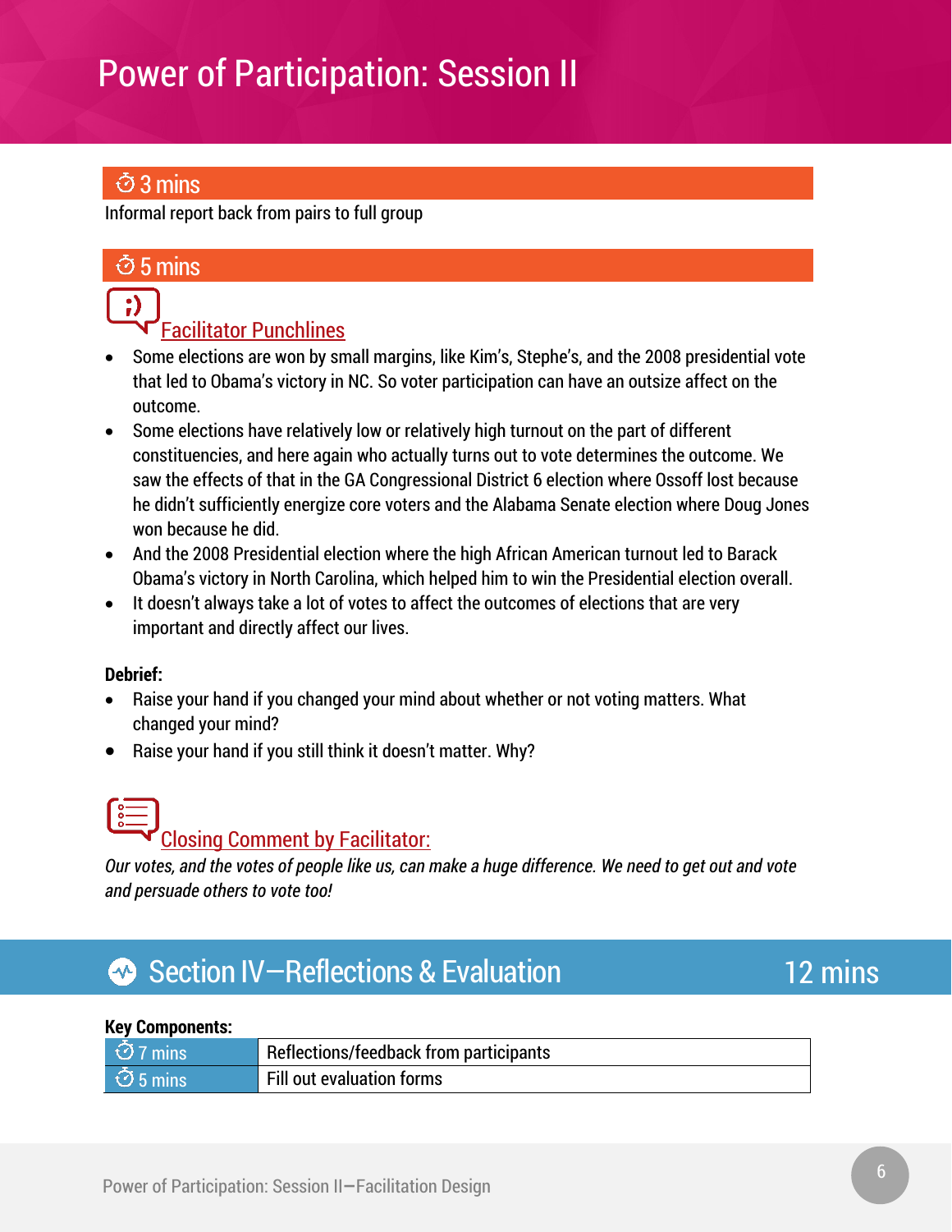# Power of Participation: Session II

## ⏱ 3 mins

Informal report back from pairs to full group

## ⏱ 5 mins

### Facilitator Punchlines

- Some elections are won by small margins, like Kim's, Stephe's, and the 2008 presidential vote that led to Obama's victory in NC. So voter participation can have an outsize affect on the outcome.
- Some elections have relatively low or relatively high turnout on the part of different constituencies, and here again who actually turns out to vote determines the outcome. We saw the effects of that in the GA Congressional District 6 election where Ossoff lost because he didn't sufficiently energize core voters and the Alabama Senate election where Doug Jones won because he did.
- And the 2008 Presidential election where the high African American turnout led to Barack Obama's victory in North Carolina, which helped him to win the Presidential election overall.
- It doesn't always take a lot of votes to affect the outcomes of elections that are very important and directly affect our lives.

**Debrief:**

- Raise your hand if you changed your mind about whether or not voting matters. What changed your mind?
- Raise your hand if you still think it doesn't matter. Why?

### Closing Comment by Facilitator:

*Our votes, and the votes of people like us, can make a huge difference. We need to get out and vote and persuade others to vote too!*

## Section IV—Reflections & Evaluation — 12 mins

**Key Components:**

| | |
|---|---|
| ⏱ 7 mins | Reflections/feedback from participants |
| ⏱ 5 mins | Fill out evaluation forms |